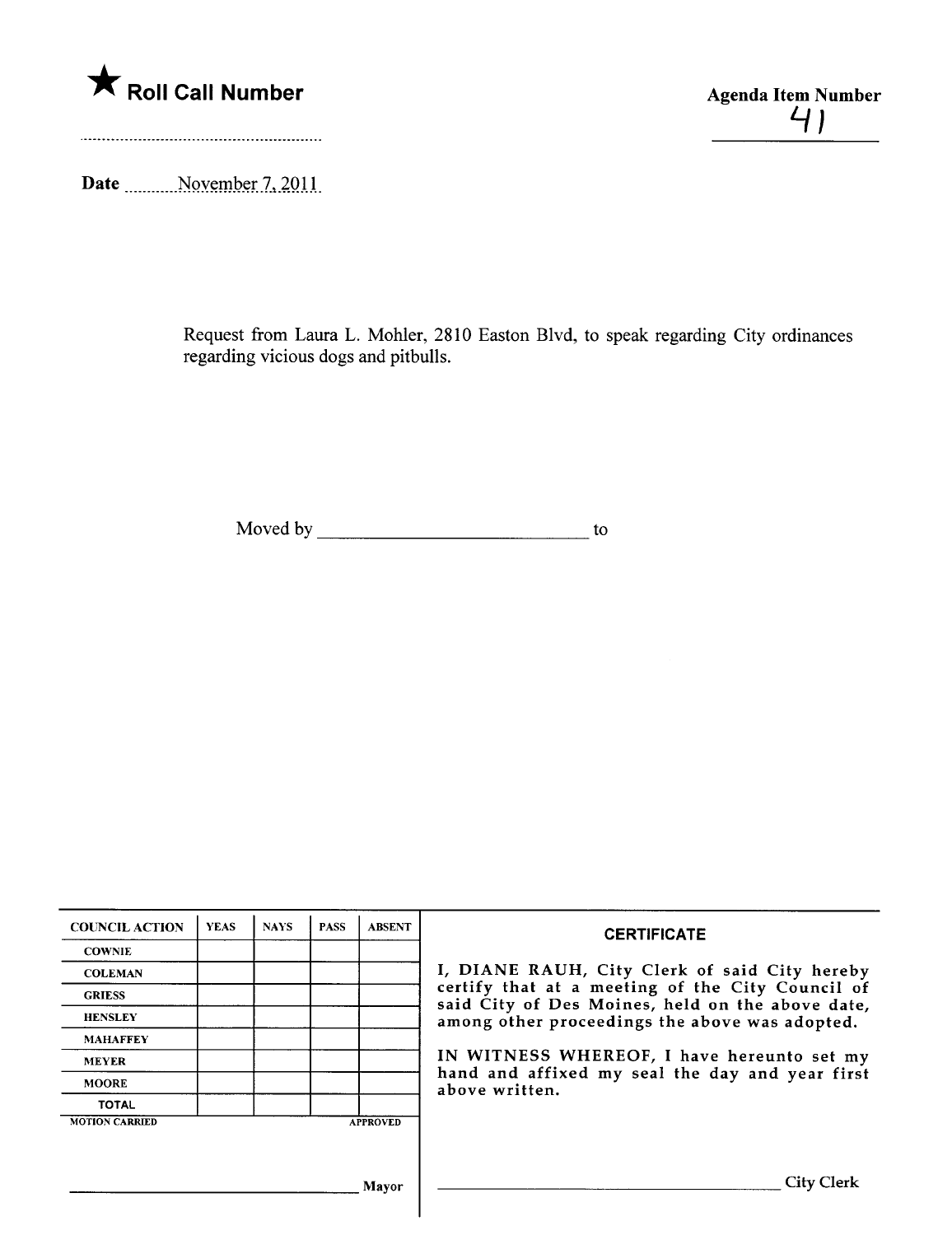★ **Roll Call Number**

**Agenda Item Number**
41

**Date** November 7, 2011

Request from Laura L. Mohler, 2810 Easton Blvd, to speak regarding City ordinances regarding vicious dogs and pitbulls.

Moved by ______________________________ to

| COUNCIL ACTION | YEAS | NAYS | PASS | ABSENT |
| --- | --- | --- | --- | --- |
| COWNIE | | | | |
| COLEMAN | | | | |
| GRIESS | | | | |
| HENSLEY | | | | |
| MAHAFFEY | | | | |
| MEYER | | | | |
| MOORE | | | | |
| TOTAL | | | | |

MOTION CARRIED APPROVED

______________________________ Mayor

**CERTIFICATE**

I, DIANE RAUH, City Clerk of said City hereby certify that at a meeting of the City Council of said City of Des Moines, held on the above date, among other proceedings the above was adopted.

IN WITNESS WHEREOF, I have hereunto set my hand and affixed my seal the day and year first above written.

______________________________ City Clerk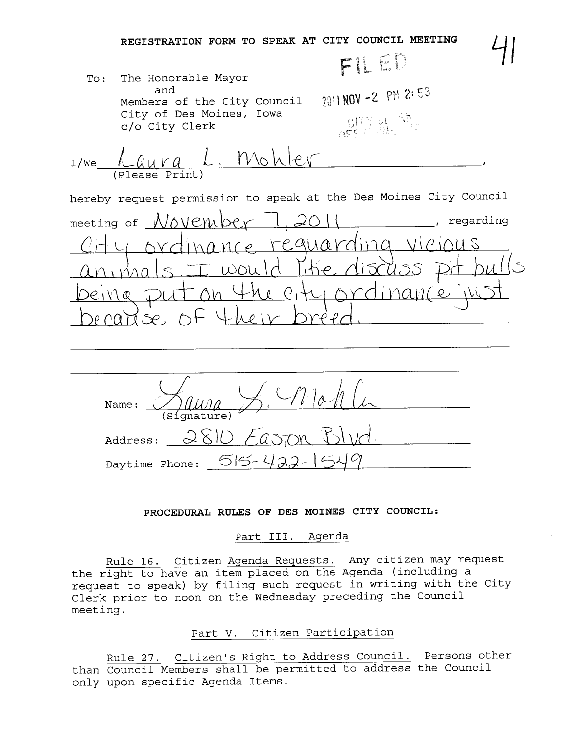41

# REGISTRATION FORM TO SPEAK AT CITY COUNCIL MEETING

FILED

2011 NOV -2 PM 2:53

CITY CLERK
DES MOINES, IA

To: The Honorable Mayor
and
Members of the City Council
City of Des Moines, Iowa
c/o City Clerk

I/We Laura L. Mohler,
(Please Print)

hereby request permission to speak at the Des Moines City Council meeting of November 7, 2011, regarding City ordinance reguarding vicious animals. I would like discuss pit bulls being put on the city ordinance just because of their breed.

Name: Laura L. Mohler
(Signature)

Address: 2810 Easton Blvd.

Daytime Phone: 515-422-1549

**PROCEDURAL RULES OF DES MOINES CITY COUNCIL:**

Part III. Agenda

Rule 16. Citizen Agenda Requests. Any citizen may request the right to have an item placed on the Agenda (including a request to speak) by filing such request in writing with the City Clerk prior to noon on the Wednesday preceding the Council meeting.

Part V. Citizen Participation

Rule 27. Citizen's Right to Address Council. Persons other than Council Members shall be permitted to address the Council only upon specific Agenda Items.